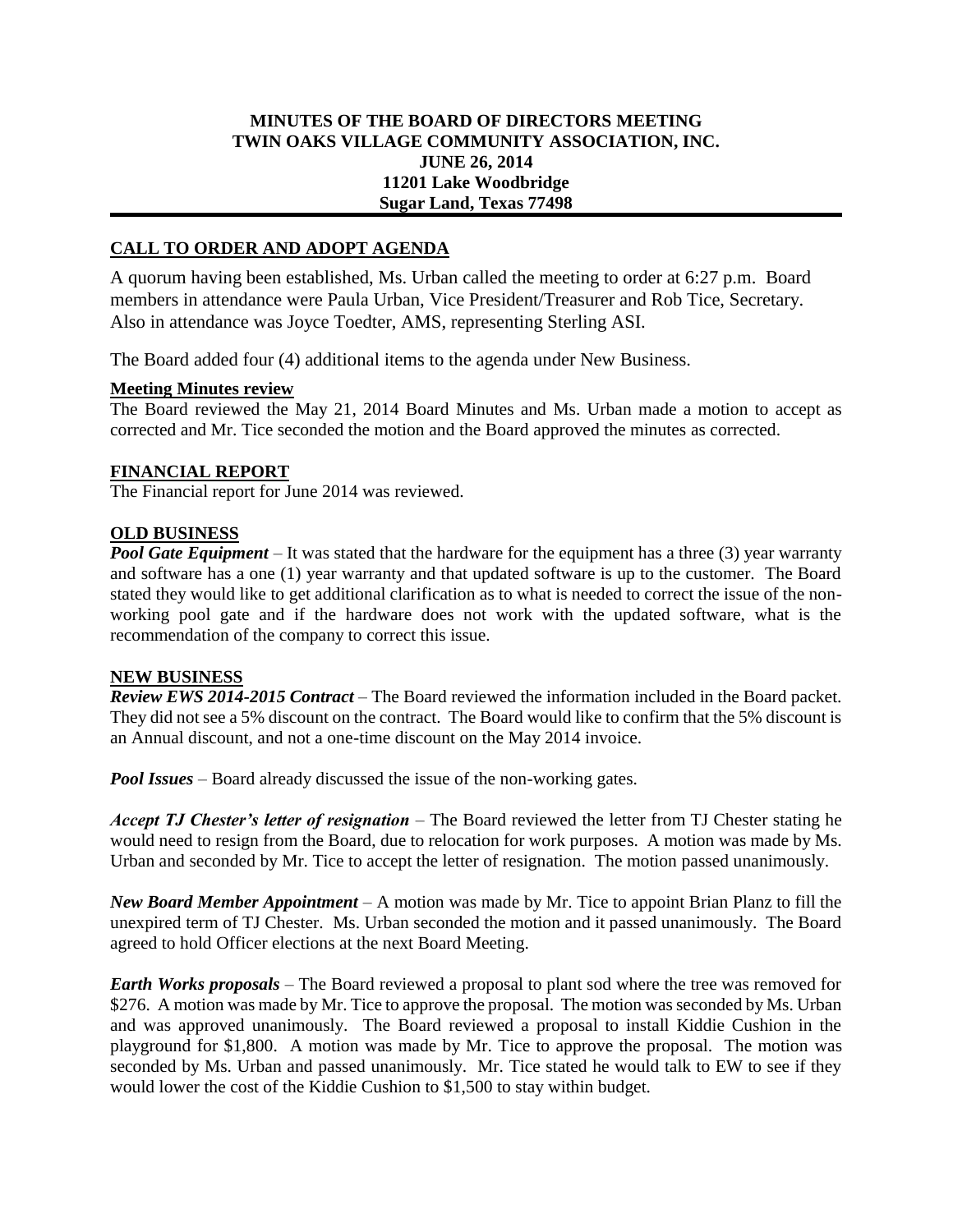**MINUTES OF THE BOARD OF DIRECTORS MEETING**
**TWIN OAKS VILLAGE COMMUNITY ASSOCIATION, INC.**
**JUNE 26, 2014**
**11201 Lake Woodbridge**
**Sugar Land, Texas 77498**

---

## CALL TO ORDER AND ADOPT AGENDA

A quorum having been established, Ms. Urban called the meeting to order at 6:27 p.m. Board members in attendance were Paula Urban, Vice President/Treasurer and Rob Tice, Secretary. Also in attendance was Joyce Toedter, AMS, representing Sterling ASI.

The Board added four (4) additional items to the agenda under New Business.

### Meeting Minutes review

The Board reviewed the May 21, 2014 Board Minutes and Ms. Urban made a motion to accept as corrected and Mr. Tice seconded the motion and the Board approved the minutes as corrected.

## FINANCIAL REPORT

The Financial report for June 2014 was reviewed.

## OLD BUSINESS

***Pool Gate Equipment*** – It was stated that the hardware for the equipment has a three (3) year warranty and software has a one (1) year warranty and that updated software is up to the customer. The Board stated they would like to get additional clarification as to what is needed to correct the issue of the non-working pool gate and if the hardware does not work with the updated software, what is the recommendation of the company to correct this issue.

## NEW BUSINESS

***Review EWS 2014-2015 Contract*** – The Board reviewed the information included in the Board packet. They did not see a 5% discount on the contract. The Board would like to confirm that the 5% discount is an Annual discount, and not a one-time discount on the May 2014 invoice.

***Pool Issues*** – Board already discussed the issue of the non-working gates.

***Accept TJ Chester's letter of resignation*** – The Board reviewed the letter from TJ Chester stating he would need to resign from the Board, due to relocation for work purposes. A motion was made by Ms. Urban and seconded by Mr. Tice to accept the letter of resignation. The motion passed unanimously.

***New Board Member Appointment*** – A motion was made by Mr. Tice to appoint Brian Planz to fill the unexpired term of TJ Chester. Ms. Urban seconded the motion and it passed unanimously. The Board agreed to hold Officer elections at the next Board Meeting.

***Earth Works proposals*** – The Board reviewed a proposal to plant sod where the tree was removed for $276. A motion was made by Mr. Tice to approve the proposal. The motion was seconded by Ms. Urban and was approved unanimously. The Board reviewed a proposal to install Kiddie Cushion in the playground for $1,800. A motion was made by Mr. Tice to approve the proposal. The motion was seconded by Ms. Urban and passed unanimously. Mr. Tice stated he would talk to EW to see if they would lower the cost of the Kiddie Cushion to $1,500 to stay within budget.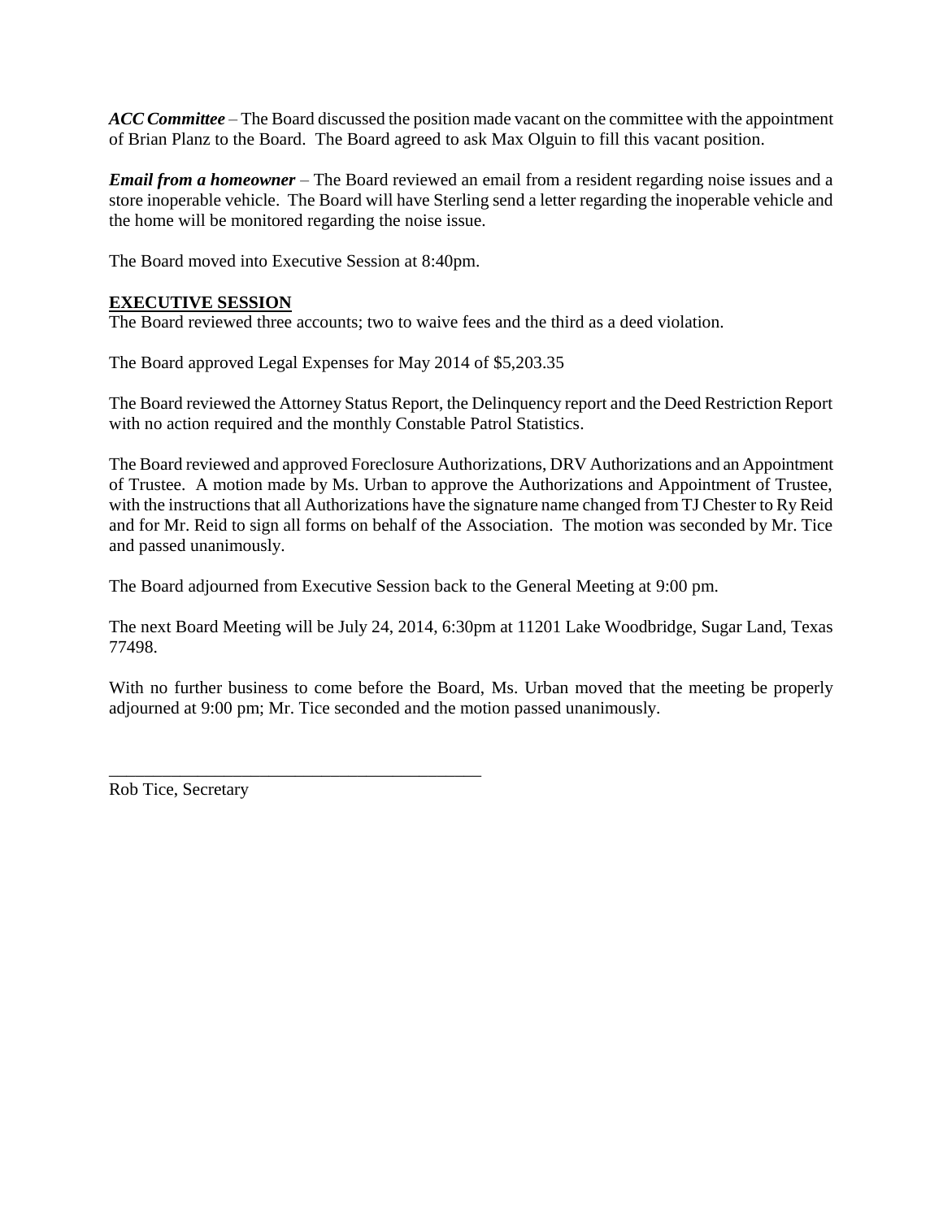***ACC Committee*** – The Board discussed the position made vacant on the committee with the appointment of Brian Planz to the Board. The Board agreed to ask Max Olguin to fill this vacant position.

***Email from a homeowner*** – The Board reviewed an email from a resident regarding noise issues and a store inoperable vehicle. The Board will have Sterling send a letter regarding the inoperable vehicle and the home will be monitored regarding the noise issue.

The Board moved into Executive Session at 8:40pm.

**EXECUTIVE SESSION**

The Board reviewed three accounts; two to waive fees and the third as a deed violation.

The Board approved Legal Expenses for May 2014 of $5,203.35

The Board reviewed the Attorney Status Report, the Delinquency report and the Deed Restriction Report with no action required and the monthly Constable Patrol Statistics.

The Board reviewed and approved Foreclosure Authorizations, DRV Authorizations and an Appointment of Trustee. A motion made by Ms. Urban to approve the Authorizations and Appointment of Trustee, with the instructions that all Authorizations have the signature name changed from TJ Chester to Ry Reid and for Mr. Reid to sign all forms on behalf of the Association. The motion was seconded by Mr. Tice and passed unanimously.

The Board adjourned from Executive Session back to the General Meeting at 9:00 pm.

The next Board Meeting will be July 24, 2014, 6:30pm at 11201 Lake Woodbridge, Sugar Land, Texas 77498.

With no further business to come before the Board, Ms. Urban moved that the meeting be properly adjourned at 9:00 pm; Mr. Tice seconded and the motion passed unanimously.

\_\_\_\_\_\_\_\_\_\_\_\_\_\_\_\_\_\_\_\_\_\_\_\_\_\_\_\_\_\_\_\_\_\_\_\_\_\_\_\_\_\_\_\_

Rob Tice, Secretary